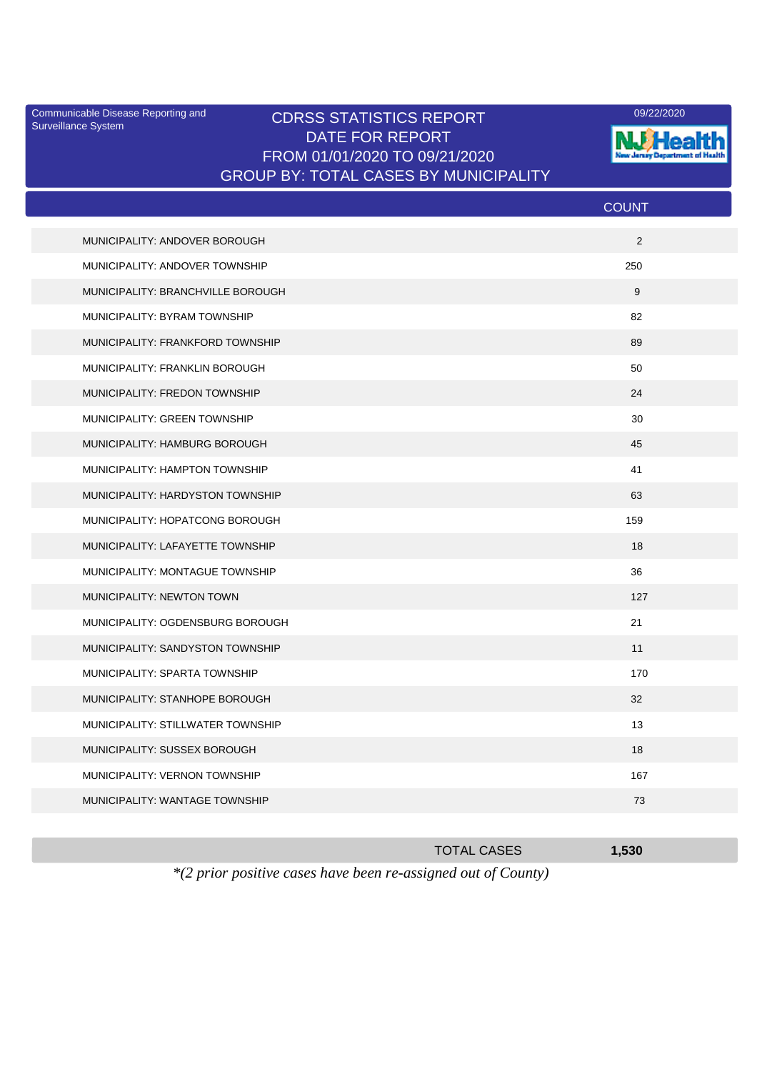Communicable Disease Reporting and Surveillance System

# CDRSS STATISTICS REPORT
## DATE FOR REPORT
## FROM 01/01/2020 TO 09/21/2020
## GROUP BY: TOTAL CASES BY MUNICIPALITY

09/22/2020

NJ Health New Jersey Department of Health

| | COUNT |
|---|---|
| MUNICIPALITY: ANDOVER BOROUGH | 2 |
| MUNICIPALITY: ANDOVER TOWNSHIP | 250 |
| MUNICIPALITY: BRANCHVILLE BOROUGH | 9 |
| MUNICIPALITY: BYRAM TOWNSHIP | 82 |
| MUNICIPALITY: FRANKFORD TOWNSHIP | 89 |
| MUNICIPALITY: FRANKLIN BOROUGH | 50 |
| MUNICIPALITY: FREDON TOWNSHIP | 24 |
| MUNICIPALITY: GREEN TOWNSHIP | 30 |
| MUNICIPALITY: HAMBURG BOROUGH | 45 |
| MUNICIPALITY: HAMPTON TOWNSHIP | 41 |
| MUNICIPALITY: HARDYSTON TOWNSHIP | 63 |
| MUNICIPALITY: HOPATCONG BOROUGH | 159 |
| MUNICIPALITY: LAFAYETTE TOWNSHIP | 18 |
| MUNICIPALITY: MONTAGUE TOWNSHIP | 36 |
| MUNICIPALITY: NEWTON TOWN | 127 |
| MUNICIPALITY: OGDENSBURG BOROUGH | 21 |
| MUNICIPALITY: SANDYSTON TOWNSHIP | 11 |
| MUNICIPALITY: SPARTA TOWNSHIP | 170 |
| MUNICIPALITY: STANHOPE BOROUGH | 32 |
| MUNICIPALITY: STILLWATER TOWNSHIP | 13 |
| MUNICIPALITY: SUSSEX BOROUGH | 18 |
| MUNICIPALITY: VERNON TOWNSHIP | 167 |
| MUNICIPALITY: WANTAGE TOWNSHIP | 73 |
| TOTAL CASES | **1,530** |

*\*(2 prior positive cases have been re-assigned out of County)*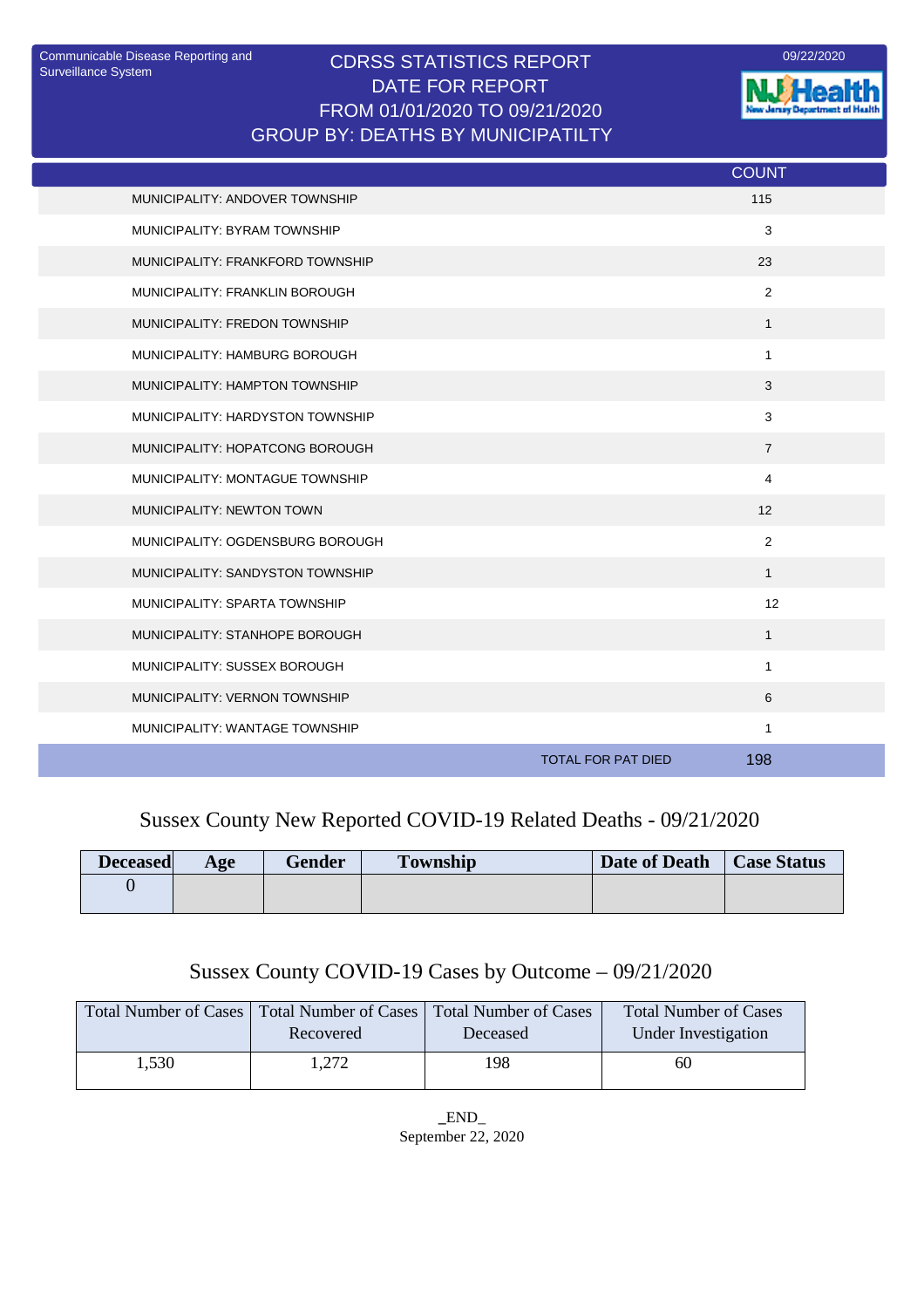Communicable Disease Reporting and Surveillance System

09/22/2020

# CDRSS STATISTICS REPORT
DATE FOR REPORT
FROM 01/01/2020 TO 09/21/2020
GROUP BY: DEATHS BY MUNICIPATILTY

| | COUNT |
|---|---|
| MUNICIPALITY: ANDOVER TOWNSHIP | 115 |
| MUNICIPALITY: BYRAM TOWNSHIP | 3 |
| MUNICIPALITY: FRANKFORD TOWNSHIP | 23 |
| MUNICIPALITY: FRANKLIN BOROUGH | 2 |
| MUNICIPALITY: FREDON TOWNSHIP | 1 |
| MUNICIPALITY: HAMBURG BOROUGH | 1 |
| MUNICIPALITY: HAMPTON TOWNSHIP | 3 |
| MUNICIPALITY: HARDYSTON TOWNSHIP | 3 |
| MUNICIPALITY: HOPATCONG BOROUGH | 7 |
| MUNICIPALITY: MONTAGUE TOWNSHIP | 4 |
| MUNICIPALITY: NEWTON TOWN | 12 |
| MUNICIPALITY: OGDENSBURG BOROUGH | 2 |
| MUNICIPALITY: SANDYSTON TOWNSHIP | 1 |
| MUNICIPALITY: SPARTA TOWNSHIP | 12 |
| MUNICIPALITY: STANHOPE BOROUGH | 1 |
| MUNICIPALITY: SUSSEX BOROUGH | 1 |
| MUNICIPALITY: VERNON TOWNSHIP | 6 |
| MUNICIPALITY: WANTAGE TOWNSHIP | 1 |
| TOTAL FOR PAT DIED | 198 |

## Sussex County New Reported COVID-19 Related Deaths - 09/21/2020

| Deceased | Age | Gender | Township | Date of Death | Case Status |
|---|---|---|---|---|---|
| 0 | | | | | |

## Sussex County COVID-19 Cases by Outcome – 09/21/2020

| Total Number of Cases | Total Number of Cases Recovered | Total Number of Cases Deceased | Total Number of Cases Under Investigation |
|---|---|---|---|
| 1,530 | 1,272 | 198 | 60 |

_END_
September 22, 2020